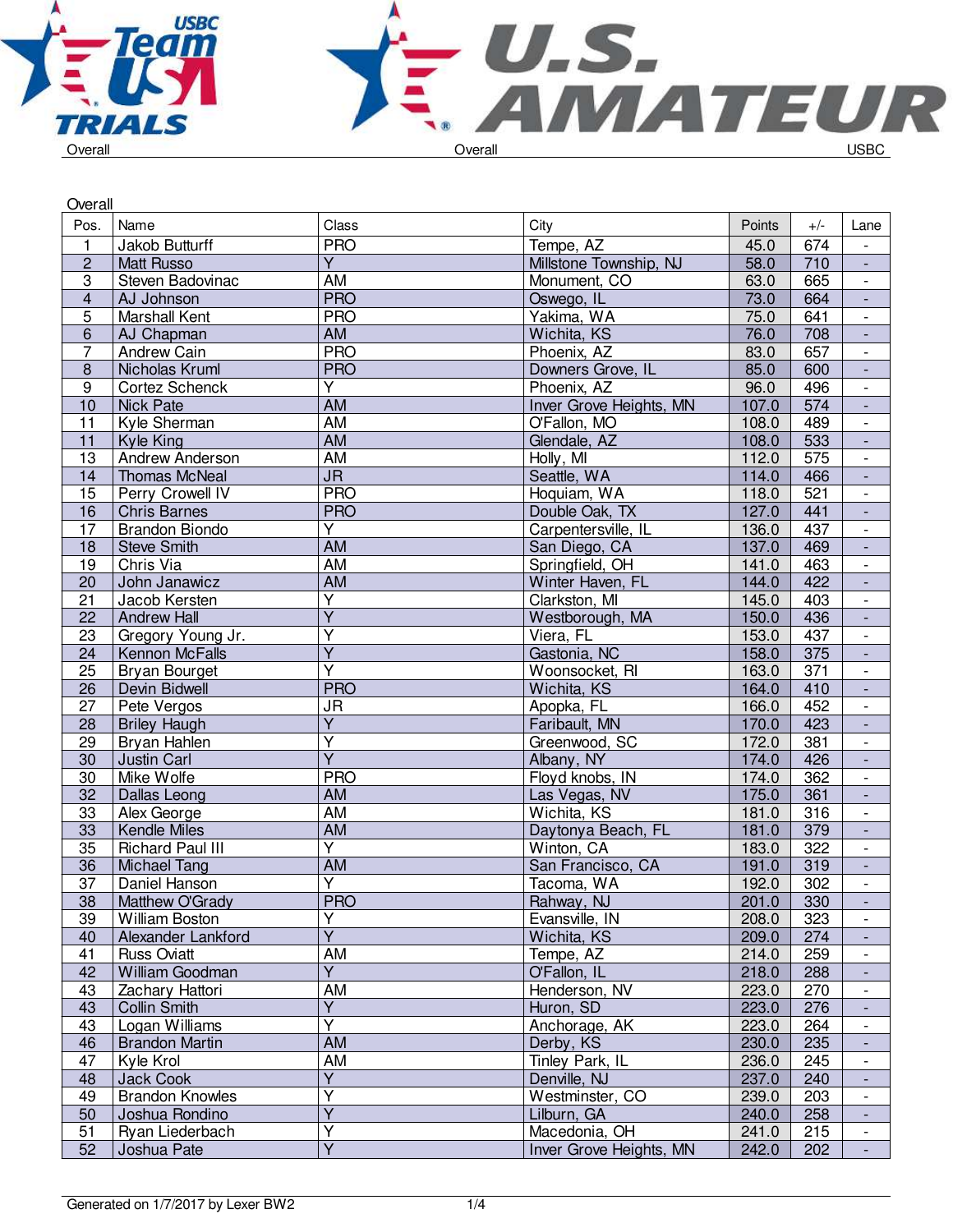Overall

| Pos. | Name | Class | City | Points | +/- | Lane |
|---|---|---|---|---|---|---|
| 1 | Jakob Butturff | PRO | Tempe, AZ | 45.0 | 674 | - |
| 2 | Matt Russo | Y | Millstone Township, NJ | 58.0 | 710 | - |
| 3 | Steven Badovinac | AM | Monument, CO | 63.0 | 665 | - |
| 4 | AJ Johnson | PRO | Oswego, IL | 73.0 | 664 | - |
| 5 | Marshall Kent | PRO | Yakima, WA | 75.0 | 641 | - |
| 6 | AJ Chapman | AM | Wichita, KS | 76.0 | 708 | - |
| 7 | Andrew Cain | PRO | Phoenix, AZ | 83.0 | 657 | - |
| 8 | Nicholas Kruml | PRO | Downers Grove, IL | 85.0 | 600 | - |
| 9 | Cortez Schenck | Y | Phoenix, AZ | 96.0 | 496 | - |
| 10 | Nick Pate | AM | Inver Grove Heights, MN | 107.0 | 574 | - |
| 11 | Kyle Sherman | AM | O'Fallon, MO | 108.0 | 489 | - |
| 11 | Kyle King | AM | Glendale, AZ | 108.0 | 533 | - |
| 13 | Andrew Anderson | AM | Holly, MI | 112.0 | 575 | - |
| 14 | Thomas McNeal | JR | Seattle, WA | 114.0 | 466 | - |
| 15 | Perry Crowell IV | PRO | Hoquiam, WA | 118.0 | 521 | - |
| 16 | Chris Barnes | PRO | Double Oak, TX | 127.0 | 441 | - |
| 17 | Brandon Biondo | Y | Carpentersville, IL | 136.0 | 437 | - |
| 18 | Steve Smith | AM | San Diego, CA | 137.0 | 469 | - |
| 19 | Chris Via | AM | Springfield, OH | 141.0 | 463 | - |
| 20 | John Janawicz | AM | Winter Haven, FL | 144.0 | 422 | - |
| 21 | Jacob Kersten | Y | Clarkston, MI | 145.0 | 403 | - |
| 22 | Andrew Hall | Y | Westborough, MA | 150.0 | 436 | - |
| 23 | Gregory Young Jr. | Y | Viera, FL | 153.0 | 437 | - |
| 24 | Kennon McFalls | Y | Gastonia, NC | 158.0 | 375 | - |
| 25 | Bryan Bourget | Y | Woonsocket, RI | 163.0 | 371 | - |
| 26 | Devin Bidwell | PRO | Wichita, KS | 164.0 | 410 | - |
| 27 | Pete Vergos | JR | Apopka, FL | 166.0 | 452 | - |
| 28 | Briley Haugh | Y | Faribault, MN | 170.0 | 423 | - |
| 29 | Bryan Hahlen | Y | Greenwood, SC | 172.0 | 381 | - |
| 30 | Justin Carl | Y | Albany, NY | 174.0 | 426 | - |
| 30 | Mike Wolfe | PRO | Floyd knobs, IN | 174.0 | 362 | - |
| 32 | Dallas Leong | AM | Las Vegas, NV | 175.0 | 361 | - |
| 33 | Alex George | AM | Wichita, KS | 181.0 | 316 | - |
| 33 | Kendle Miles | AM | Daytonya Beach, FL | 181.0 | 379 | - |
| 35 | Richard Paul III | Y | Winton, CA | 183.0 | 322 | - |
| 36 | Michael Tang | AM | San Francisco, CA | 191.0 | 319 | - |
| 37 | Daniel Hanson | Y | Tacoma, WA | 192.0 | 302 | - |
| 38 | Matthew O'Grady | PRO | Rahway, NJ | 201.0 | 330 | - |
| 39 | William Boston | Y | Evansville, IN | 208.0 | 323 | - |
| 40 | Alexander Lankford | Y | Wichita, KS | 209.0 | 274 | - |
| 41 | Russ Oviatt | AM | Tempe, AZ | 214.0 | 259 | - |
| 42 | William Goodman | Y | O'Fallon, IL | 218.0 | 288 | - |
| 43 | Zachary Hattori | AM | Henderson, NV | 223.0 | 270 | - |
| 43 | Collin Smith | Y | Huron, SD | 223.0 | 276 | - |
| 43 | Logan Williams | Y | Anchorage, AK | 223.0 | 264 | - |
| 46 | Brandon Martin | AM | Derby, KS | 230.0 | 235 | - |
| 47 | Kyle Krol | AM | Tinley Park, IL | 236.0 | 245 | - |
| 48 | Jack Cook | Y | Denville, NJ | 237.0 | 240 | - |
| 49 | Brandon Knowles | Y | Westminster, CO | 239.0 | 203 | - |
| 50 | Joshua Rondino | Y | Lilburn, GA | 240.0 | 258 | - |
| 51 | Ryan Liederbach | Y | Macedonia, OH | 241.0 | 215 | - |
| 52 | Joshua Pate | Y | Inver Grove Heights, MN | 242.0 | 202 | - |

Generated on 1/7/2017 by Lexer BW2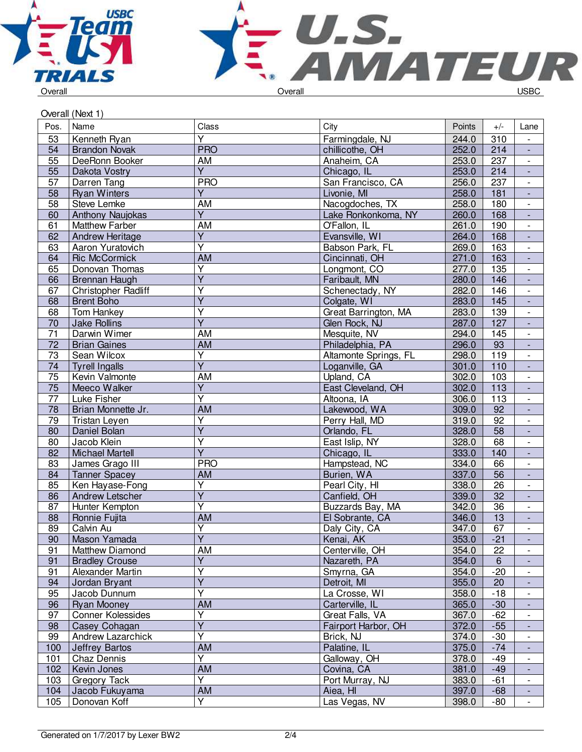Overall (Next 1)

| Pos. | Name | Class | City | Points | +/- | Lane |
|---|---|---|---|---|---|---|
| 53 | Kenneth Ryan | Y | Farmingdale, NJ | 244.0 | 310 | - |
| 54 | Brandon Novak | PRO | chillicothe, OH | 252.0 | 214 | - |
| 55 | DeeRonn Booker | AM | Anaheim, CA | 253.0 | 237 | - |
| 55 | Dakota Vostry | Y | Chicago, IL | 253.0 | 214 | - |
| 57 | Darren Tang | PRO | San Francisco, CA | 256.0 | 237 | - |
| 58 | Ryan Winters | Y | Livonie, MI | 258.0 | 181 | - |
| 58 | Steve Lemke | AM | Nacogdoches, TX | 258.0 | 180 | - |
| 60 | Anthony Naujokas | Y | Lake Ronkonkoma, NY | 260.0 | 168 | - |
| 61 | Matthew Farber | AM | O'Fallon, IL | 261.0 | 190 | - |
| 62 | Andrew Heritage | Y | Evansville, WI | 264.0 | 168 | - |
| 63 | Aaron Yuratovich | Y | Babson Park, FL | 269.0 | 163 | - |
| 64 | Ric McCormick | AM | Cincinnati, OH | 271.0 | 163 | - |
| 65 | Donovan Thomas | Y | Longmont, CO | 277.0 | 135 | - |
| 66 | Brennan Haugh | Y | Faribault, MN | 280.0 | 146 | - |
| 67 | Christopher Radliff | Y | Schenectady, NY | 282.0 | 146 | - |
| 68 | Brent Boho | Y | Colgate, WI | 283.0 | 145 | - |
| 68 | Tom Hankey | Y | Great Barrington, MA | 283.0 | 139 | - |
| 70 | Jake Rollins | Y | Glen Rock, NJ | 287.0 | 127 | - |
| 71 | Darwin Wimer | AM | Mesquite, NV | 294.0 | 145 | - |
| 72 | Brian Gaines | AM | Philadelphia, PA | 296.0 | 93 | - |
| 73 | Sean Wilcox | Y | Altamonte Springs, FL | 298.0 | 119 | - |
| 74 | Tyrell Ingalls | Y | Loganville, GA | 301.0 | 110 | - |
| 75 | Kevin Valmonte | AM | Upland, CA | 302.0 | 103 | - |
| 75 | Meeco Walker | Y | East Cleveland, OH | 302.0 | 113 | - |
| 77 | Luke Fisher | Y | Altoona, IA | 306.0 | 113 | - |
| 78 | Brian Monnette Jr. | AM | Lakewood, WA | 309.0 | 92 | - |
| 79 | Tristan Leyen | Y | Perry Hall, MD | 319.0 | 92 | - |
| 80 | Daniel Bolan | Y | Orlando, FL | 328.0 | 58 | - |
| 80 | Jacob Klein | Y | East Islip, NY | 328.0 | 68 | - |
| 82 | Michael Martell | Y | Chicago, IL | 333.0 | 140 | - |
| 83 | James Grago III | PRO | Hampstead, NC | 334.0 | 66 | - |
| 84 | Tanner Spacey | AM | Burien, WA | 337.0 | 56 | - |
| 85 | Ken Hayase-Fong | Y | Pearl City, HI | 338.0 | 26 | - |
| 86 | Andrew Letscher | Y | Canfield, OH | 339.0 | 32 | - |
| 87 | Hunter Kempton | Y | Buzzards Bay, MA | 342.0 | 36 | - |
| 88 | Ronnie Fujita | AM | El Sobrante, CA | 346.0 | 13 | - |
| 89 | Calvin Au | Y | Daly City, CA | 347.0 | 67 | - |
| 90 | Mason Yamada | Y | Kenai, AK | 353.0 | -21 | - |
| 91 | Matthew Diamond | AM | Centerville, OH | 354.0 | 22 | - |
| 91 | Bradley Crouse | Y | Nazareth, PA | 354.0 | 6 | - |
| 91 | Alexander Martin | Y | Smyrna, GA | 354.0 | -20 | - |
| 94 | Jordan Bryant | Y | Detroit, MI | 355.0 | 20 | - |
| 95 | Jacob Dunnum | Y | La Crosse, WI | 358.0 | -18 | - |
| 96 | Ryan Mooney | AM | Carterville, IL | 365.0 | -30 | - |
| 97 | Conner Kolessides | Y | Great Falls, VA | 367.0 | -62 | - |
| 98 | Casey Cohagan | Y | Fairport Harbor, OH | 372.0 | -55 | - |
| 99 | Andrew Lazarchick | Y | Brick, NJ | 374.0 | -30 | - |
| 100 | Jeffrey Bartos | AM | Palatine, IL | 375.0 | -74 | - |
| 101 | Chaz Dennis | Y | Galloway, OH | 378.0 | -49 | - |
| 102 | Kevin Jones | AM | Covina, CA | 381.0 | -49 | - |
| 103 | Gregory Tack | Y | Port Murray, NJ | 383.0 | -61 | - |
| 104 | Jacob Fukuyama | AM | Aiea, HI | 397.0 | -68 | - |
| 105 | Donovan Koff | Y | Las Vegas, NV | 398.0 | -80 | - |

Generated on 1/7/2017 by Lexer BW2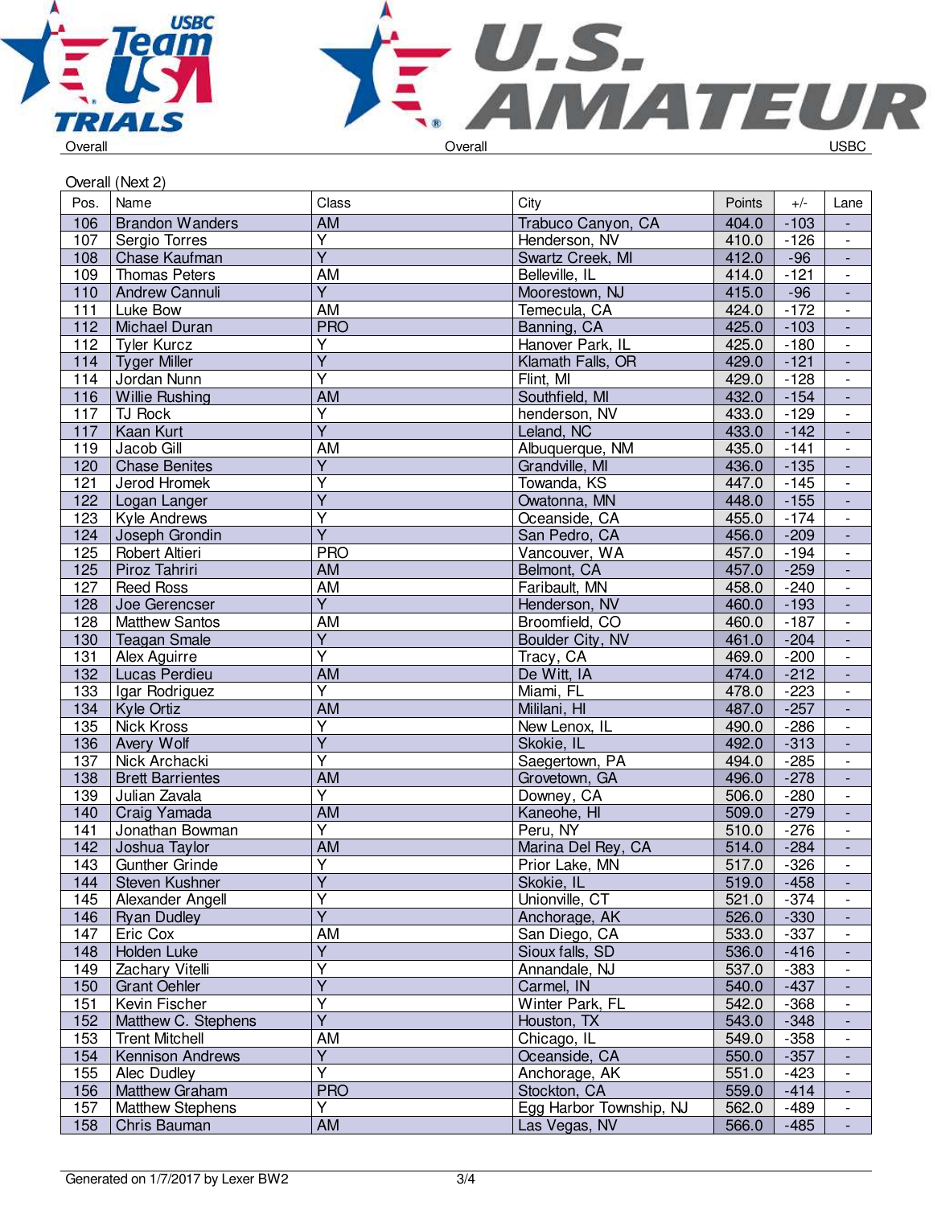Overall | Overall | USBC

Overall (Next 2)

| Pos. | Name | Class | City | Points | +/- | Lane |
|---|---|---|---|---|---|---|
| 106 | Brandon Wanders | AM | Trabuco Canyon, CA | 404.0 | -103 | - |
| 107 | Sergio Torres | Y | Henderson, NV | 410.0 | -126 | - |
| 108 | Chase Kaufman | Y | Swartz Creek, MI | 412.0 | -96 | - |
| 109 | Thomas Peters | AM | Belleville, IL | 414.0 | -121 | - |
| 110 | Andrew Cannuli | Y | Moorestown, NJ | 415.0 | -96 | - |
| 111 | Luke Bow | AM | Temecula, CA | 424.0 | -172 | - |
| 112 | Michael Duran | PRO | Banning, CA | 425.0 | -103 | - |
| 112 | Tyler Kurcz | Y | Hanover Park, IL | 425.0 | -180 | - |
| 114 | Tyger Miller | Y | Klamath Falls, OR | 429.0 | -121 | - |
| 114 | Jordan Nunn | Y | Flint, MI | 429.0 | -128 | - |
| 116 | Willie Rushing | AM | Southfield, MI | 432.0 | -154 | - |
| 117 | TJ Rock | Y | henderson, NV | 433.0 | -129 | - |
| 117 | Kaan Kurt | Y | Leland, NC | 433.0 | -142 | - |
| 119 | Jacob Gill | AM | Albuquerque, NM | 435.0 | -141 | - |
| 120 | Chase Benites | Y | Grandville, MI | 436.0 | -135 | - |
| 121 | Jerod Hromek | Y | Towanda, KS | 447.0 | -145 | - |
| 122 | Logan Langer | Y | Owatonna, MN | 448.0 | -155 | - |
| 123 | Kyle Andrews | Y | Oceanside, CA | 455.0 | -174 | - |
| 124 | Joseph Grondin | Y | San Pedro, CA | 456.0 | -209 | - |
| 125 | Robert Altieri | PRO | Vancouver, WA | 457.0 | -194 | - |
| 125 | Piroz Tahriri | AM | Belmont, CA | 457.0 | -259 | - |
| 127 | Reed Ross | AM | Faribault, MN | 458.0 | -240 | - |
| 128 | Joe Gerencser | Y | Henderson, NV | 460.0 | -193 | - |
| 128 | Matthew Santos | AM | Broomfield, CO | 460.0 | -187 | - |
| 130 | Teagan Smale | Y | Boulder City, NV | 461.0 | -204 | - |
| 131 | Alex Aguirre | Y | Tracy, CA | 469.0 | -200 | - |
| 132 | Lucas Perdieu | AM | De Witt, IA | 474.0 | -212 | - |
| 133 | Igar Rodriguez | Y | Miami, FL | 478.0 | -223 | - |
| 134 | Kyle Ortiz | AM | Mililani, HI | 487.0 | -257 | - |
| 135 | Nick Kross | Y | New Lenox, IL | 490.0 | -286 | - |
| 136 | Avery Wolf | Y | Skokie, IL | 492.0 | -313 | - |
| 137 | Nick Archacki | Y | Saegertown, PA | 494.0 | -285 | - |
| 138 | Brett Barrientes | AM | Grovetown, GA | 496.0 | -278 | - |
| 139 | Julian Zavala | Y | Downey, CA | 506.0 | -280 | - |
| 140 | Craig Yamada | AM | Kaneohe, HI | 509.0 | -279 | - |
| 141 | Jonathan Bowman | Y | Peru, NY | 510.0 | -276 | - |
| 142 | Joshua Taylor | AM | Marina Del Rey, CA | 514.0 | -284 | - |
| 143 | Gunther Grinde | Y | Prior Lake, MN | 517.0 | -326 | - |
| 144 | Steven Kushner | Y | Skokie, IL | 519.0 | -458 | - |
| 145 | Alexander Angell | Y | Unionville, CT | 521.0 | -374 | - |
| 146 | Ryan Dudley | Y | Anchorage, AK | 526.0 | -330 | - |
| 147 | Eric Cox | AM | San Diego, CA | 533.0 | -337 | - |
| 148 | Holden Luke | Y | Sioux falls, SD | 536.0 | -416 | - |
| 149 | Zachary Vitelli | Y | Annandale, NJ | 537.0 | -383 | - |
| 150 | Grant Oehler | Y | Carmel, IN | 540.0 | -437 | - |
| 151 | Kevin Fischer | Y | Winter Park, FL | 542.0 | -368 | - |
| 152 | Matthew C. Stephens | Y | Houston, TX | 543.0 | -348 | - |
| 153 | Trent Mitchell | AM | Chicago, IL | 549.0 | -358 | - |
| 154 | Kennison Andrews | Y | Oceanside, CA | 550.0 | -357 | - |
| 155 | Alec Dudley | Y | Anchorage, AK | 551.0 | -423 | - |
| 156 | Matthew Graham | PRO | Stockton, CA | 559.0 | -414 | - |
| 157 | Matthew Stephens | Y | Egg Harbor Township, NJ | 562.0 | -489 | - |
| 158 | Chris Bauman | AM | Las Vegas, NV | 566.0 | -485 | - |

Generated on 1/7/2017 by Lexer BW2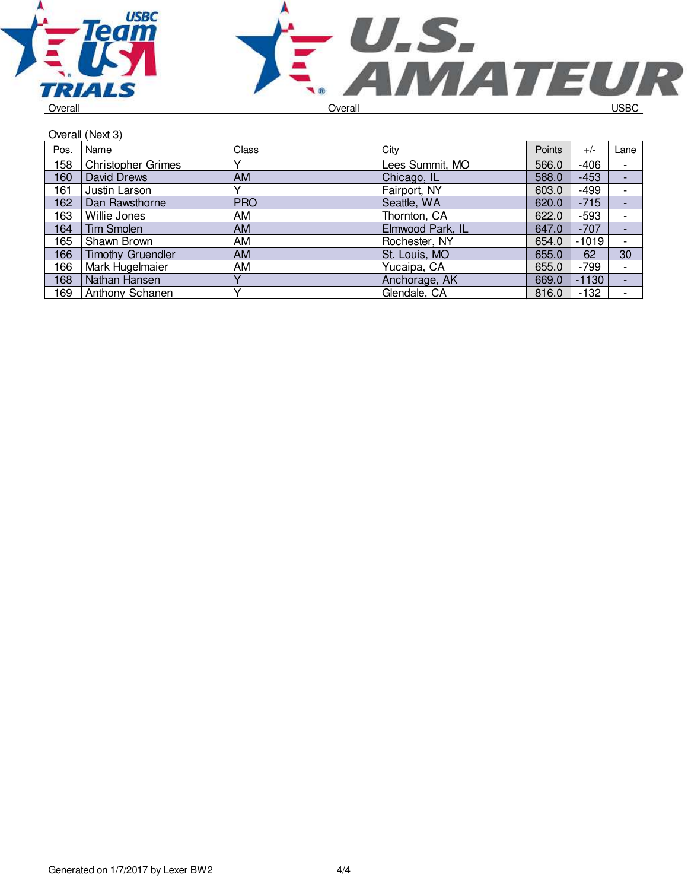Overall (Next 3)

| Pos. | Name | Class | City | Points | +/- | Lane |
|---|---|---|---|---|---|---|
| 158 | Christopher Grimes | Y | Lees Summit, MO | 566.0 | -406 | - |
| 160 | David Drews | AM | Chicago, IL | 588.0 | -453 | - |
| 161 | Justin Larson | Y | Fairport, NY | 603.0 | -499 | - |
| 162 | Dan Rawsthorne | PRO | Seattle, WA | 620.0 | -715 | - |
| 163 | Willie Jones | AM | Thornton, CA | 622.0 | -593 | - |
| 164 | Tim Smolen | AM | Elmwood Park, IL | 647.0 | -707 | - |
| 165 | Shawn Brown | AM | Rochester, NY | 654.0 | -1019 | - |
| 166 | Timothy Gruendler | AM | St. Louis, MO | 655.0 | 62 | 30 |
| 166 | Mark Hugelmaier | AM | Yucaipa, CA | 655.0 | -799 | - |
| 168 | Nathan Hansen | Y | Anchorage, AK | 669.0 | -1130 | - |
| 169 | Anthony Schanen | Y | Glendale, CA | 816.0 | -132 | - |

Generated on 1/7/2017 by Lexer BW2